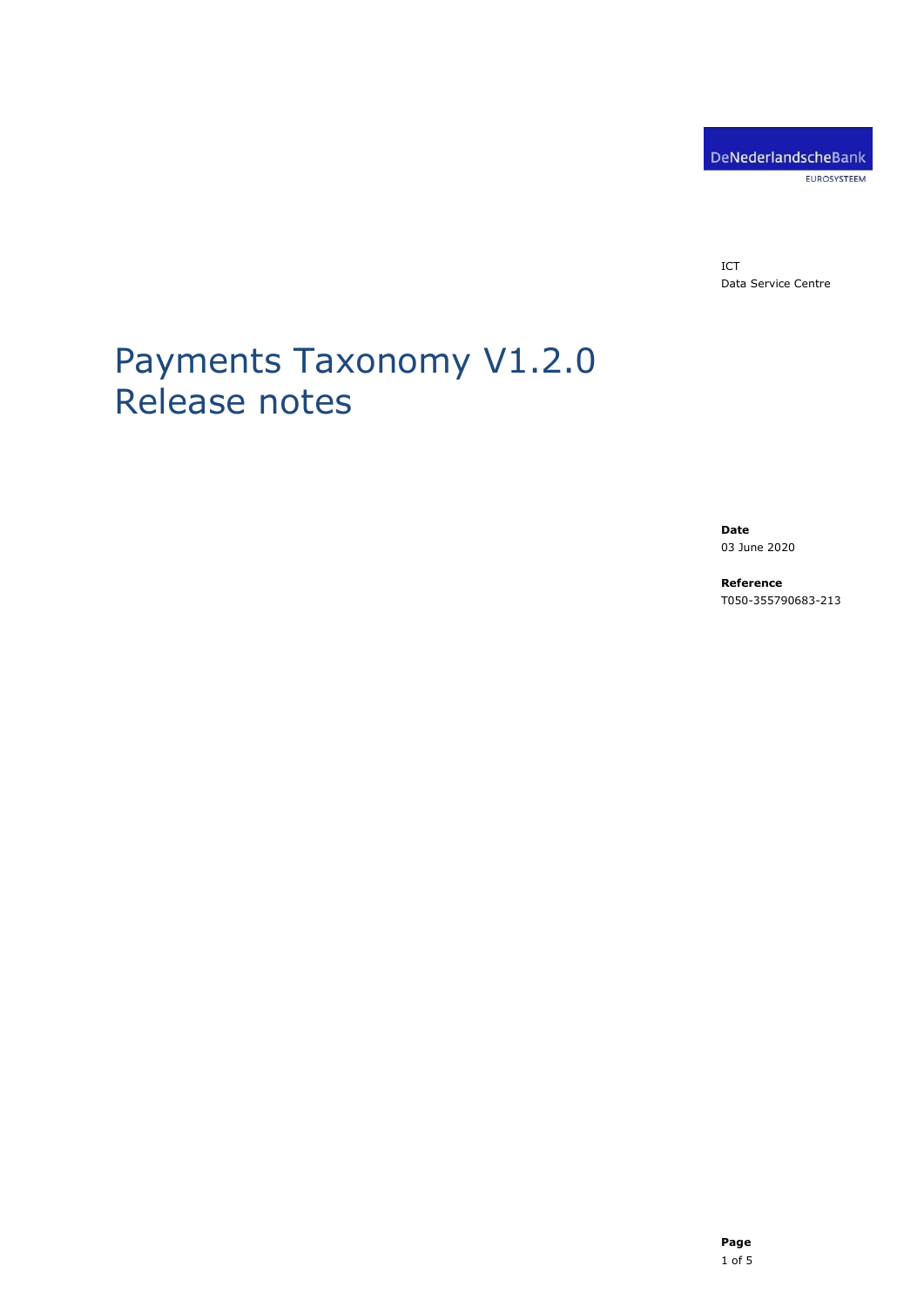DeNederlandscheBank

EUROSYSTEEM

ICT
Data Service Centre

# Payments Taxonomy V1.2.0 Release notes

**Date**
03 June 2020

**Reference**
T050-355790683-213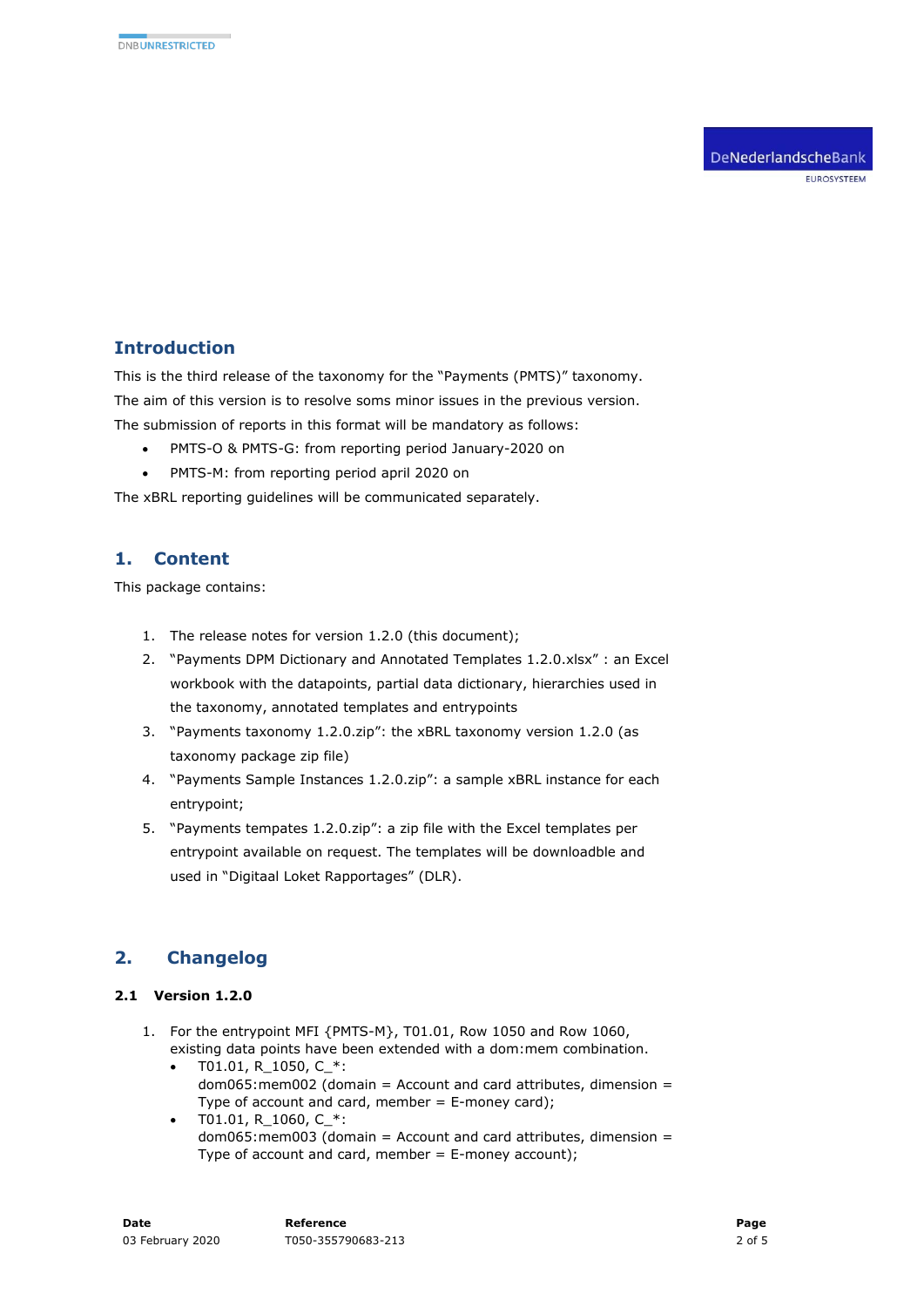## Introduction

This is the third release of the taxonomy for the "Payments (PMTS)" taxonomy.

The aim of this version is to resolve soms minor issues in the previous version.

The submission of reports in this format will be mandatory as follows:

- PMTS-O & PMTS-G: from reporting period January-2020 on
- PMTS-M: from reporting period april 2020 on

The xBRL reporting guidelines will be communicated separately.

## 1. Content

This package contains:

1. The release notes for version 1.2.0 (this document);
2. "Payments DPM Dictionary and Annotated Templates 1.2.0.xlsx" : an Excel workbook with the datapoints, partial data dictionary, hierarchies used in the taxonomy, annotated templates and entrypoints
3. "Payments taxonomy 1.2.0.zip": the xBRL taxonomy version 1.2.0 (as taxonomy package zip file)
4. "Payments Sample Instances 1.2.0.zip": a sample xBRL instance for each entrypoint;
5. "Payments tempates 1.2.0.zip": a zip file with the Excel templates per entrypoint available on request. The templates will be downloadble and used in "Digitaal Loket Rapportages" (DLR).

## 2. Changelog

### 2.1 Version 1.2.0

1. For the entrypoint MFI {PMTS-M}, T01.01, Row 1050 and Row 1060, existing data points have been extended with a dom:mem combination.
   - T01.01, R_1050, C_*:
     dom065:mem002 (domain = Account and card attributes, dimension = Type of account and card, member = E-money card);
   - T01.01, R_1060, C_*:
     dom065:mem003 (domain = Account and card attributes, dimension = Type of account and card, member = E-money account);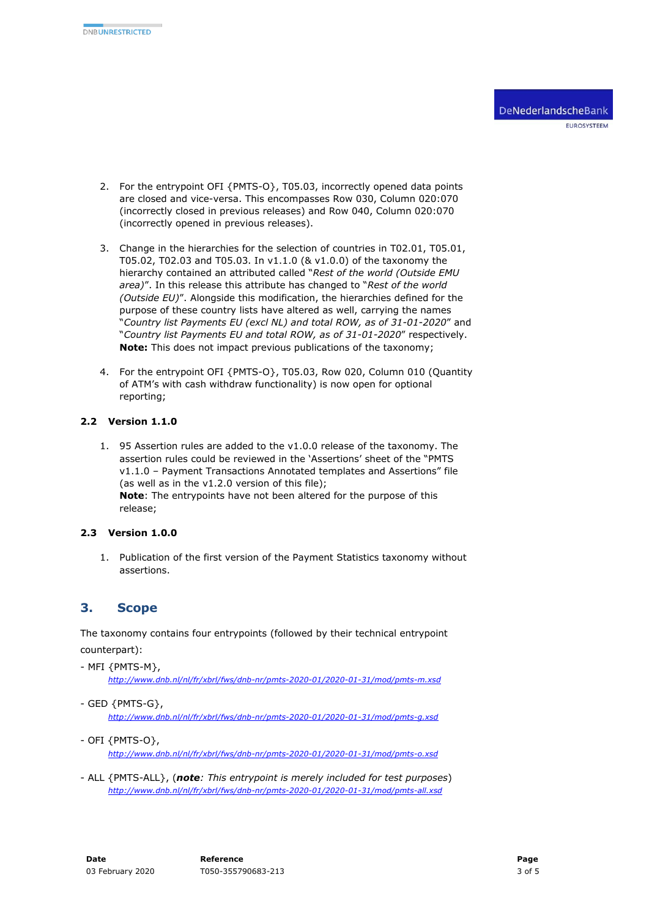2. For the entrypoint OFI {PMTS-O}, T05.03, incorrectly opened data points are closed and vice-versa. This encompasses Row 030, Column 020:070 (incorrectly closed in previous releases) and Row 040, Column 020:070 (incorrectly opened in previous releases).

3. Change in the hierarchies for the selection of countries in T02.01, T05.01, T05.02, T02.03 and T05.03. In v1.1.0 (& v1.0.0) of the taxonomy the hierarchy contained an attributed called "*Rest of the world (Outside EMU area)*". In this release this attribute has changed to "*Rest of the world (Outside EU)*". Alongside this modification, the hierarchies defined for the purpose of these country lists have altered as well, carrying the names "*Country list Payments EU (excl NL) and total ROW, as of 31-01-2020*" and "*Country list Payments EU and total ROW, as of 31-01-2020*" respectively. **Note:** This does not impact previous publications of the taxonomy;

4. For the entrypoint OFI {PMTS-O}, T05.03, Row 020, Column 010 (Quantity of ATM's with cash withdraw functionality) is now open for optional reporting;

### 2.2 Version 1.1.0

1. 95 Assertion rules are added to the v1.0.0 release of the taxonomy. The assertion rules could be reviewed in the 'Assertions' sheet of the "PMTS v1.1.0 – Payment Transactions Annotated templates and Assertions" file (as well as in the v1.2.0 version of this file);
   **Note**: The entrypoints have not been altered for the purpose of this release;

### 2.3 Version 1.0.0

1. Publication of the first version of the Payment Statistics taxonomy without assertions.

## 3. Scope

The taxonomy contains four entrypoints (followed by their technical entrypoint counterpart):

- MFI {PMTS-M},
  *http://www.dnb.nl/nl/fr/xbrl/fws/dnb-nr/pmts-2020-01/2020-01-31/mod/pmts-m.xsd*
- GED {PMTS-G},
  *http://www.dnb.nl/nl/fr/xbrl/fws/dnb-nr/pmts-2020-01/2020-01-31/mod/pmts-g.xsd*
- OFI {PMTS-O},
  *http://www.dnb.nl/nl/fr/xbrl/fws/dnb-nr/pmts-2020-01/2020-01-31/mod/pmts-o.xsd*
- ALL {PMTS-ALL}, (***note****: This entrypoint is merely included for test purposes*)
  *http://www.dnb.nl/nl/fr/xbrl/fws/dnb-nr/pmts-2020-01/2020-01-31/mod/pmts-all.xsd*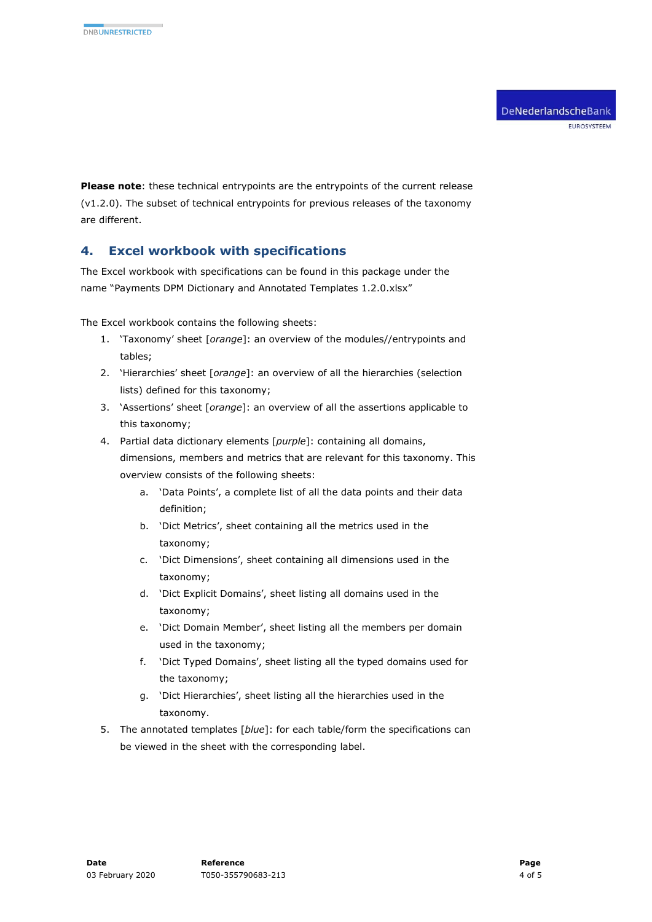**Please note**: these technical entrypoints are the entrypoints of the current release (v1.2.0). The subset of technical entrypoints for previous releases of the taxonomy are different.

## 4. Excel workbook with specifications

The Excel workbook with specifications can be found in this package under the name "Payments DPM Dictionary and Annotated Templates 1.2.0.xlsx"

The Excel workbook contains the following sheets:

1. 'Taxonomy' sheet [*orange*]: an overview of the modules//entrypoints and tables;
2. 'Hierarchies' sheet [*orange*]: an overview of all the hierarchies (selection lists) defined for this taxonomy;
3. 'Assertions' sheet [*orange*]: an overview of all the assertions applicable to this taxonomy;
4. Partial data dictionary elements [*purple*]: containing all domains, dimensions, members and metrics that are relevant for this taxonomy. This overview consists of the following sheets:
    a. 'Data Points', a complete list of all the data points and their data definition;
    b. 'Dict Metrics', sheet containing all the metrics used in the taxonomy;
    c. 'Dict Dimensions', sheet containing all dimensions used in the taxonomy;
    d. 'Dict Explicit Domains', sheet listing all domains used in the taxonomy;
    e. 'Dict Domain Member', sheet listing all the members per domain used in the taxonomy;
    f. 'Dict Typed Domains', sheet listing all the typed domains used for the taxonomy;
    g. 'Dict Hierarchies', sheet listing all the hierarchies used in the taxonomy.
5. The annotated templates [*blue*]: for each table/form the specifications can be viewed in the sheet with the corresponding label.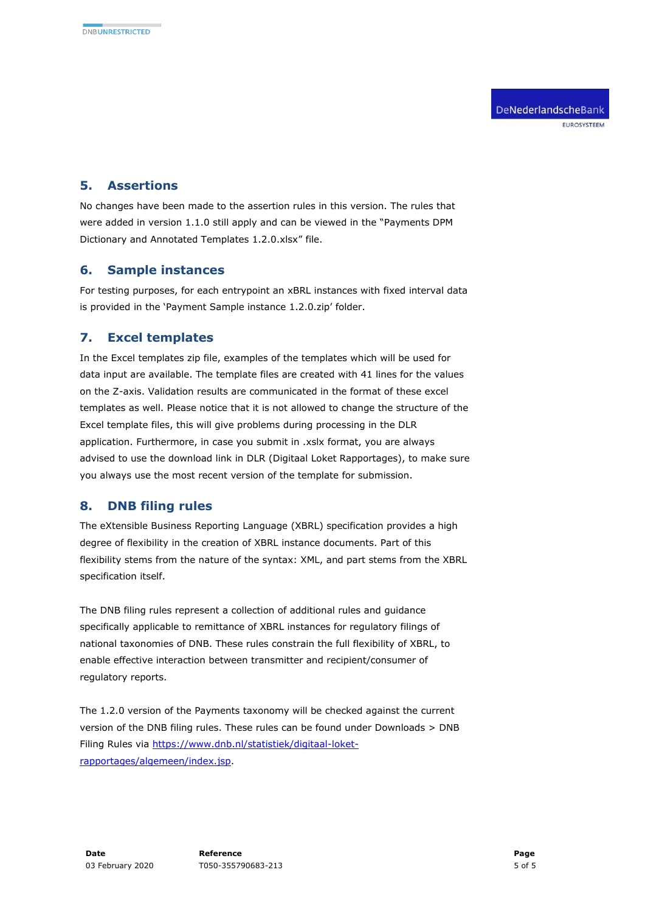## 5. Assertions

No changes have been made to the assertion rules in this version. The rules that were added in version 1.1.0 still apply and can be viewed in the "Payments DPM Dictionary and Annotated Templates 1.2.0.xlsx" file.

## 6. Sample instances

For testing purposes, for each entrypoint an xBRL instances with fixed interval data is provided in the 'Payment Sample instance 1.2.0.zip' folder.

## 7. Excel templates

In the Excel templates zip file, examples of the templates which will be used for data input are available. The template files are created with 41 lines for the values on the Z-axis. Validation results are communicated in the format of these excel templates as well. Please notice that it is not allowed to change the structure of the Excel template files, this will give problems during processing in the DLR application. Furthermore, in case you submit in .xslx format, you are always advised to use the download link in DLR (Digitaal Loket Rapportages), to make sure you always use the most recent version of the template for submission.

## 8. DNB filing rules

The eXtensible Business Reporting Language (XBRL) specification provides a high degree of flexibility in the creation of XBRL instance documents. Part of this flexibility stems from the nature of the syntax: XML, and part stems from the XBRL specification itself.

The DNB filing rules represent a collection of additional rules and guidance specifically applicable to remittance of XBRL instances for regulatory filings of national taxonomies of DNB. These rules constrain the full flexibility of XBRL, to enable effective interaction between transmitter and recipient/consumer of regulatory reports.

The 1.2.0 version of the Payments taxonomy will be checked against the current version of the DNB filing rules. These rules can be found under Downloads > DNB Filing Rules via [https://www.dnb.nl/statistiek/digitaal-loket-rapportages/algemeen/index.jsp](https://www.dnb.nl/statistiek/digitaal-loket-rapportages/algemeen/index.jsp).